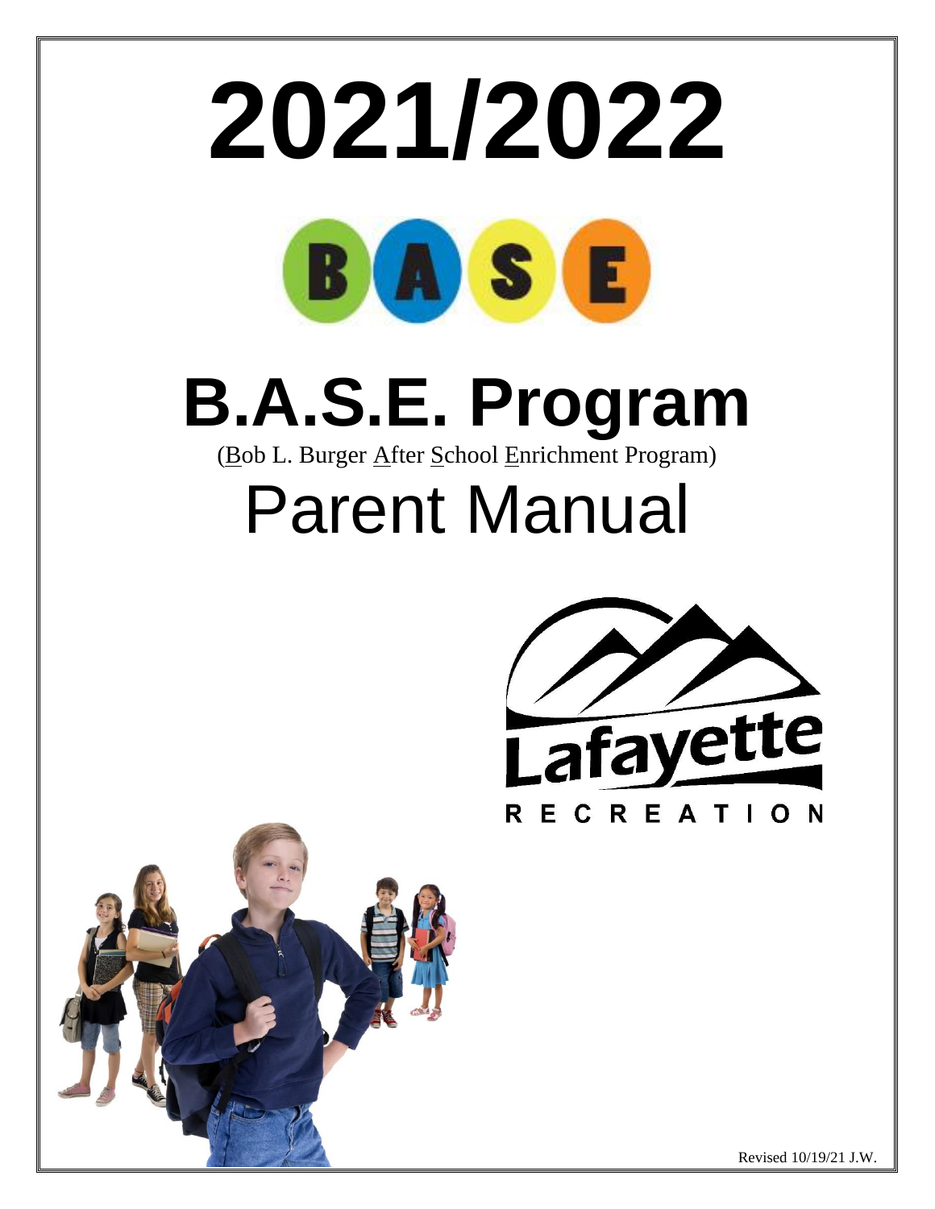# 2021/2022

B A S E

# B.A.S.E. Program

(Bob L. Burger After School Enrichment Program)

# Parent Manual

Lafayette
RECREATION

Revised 10/19/21 J.W.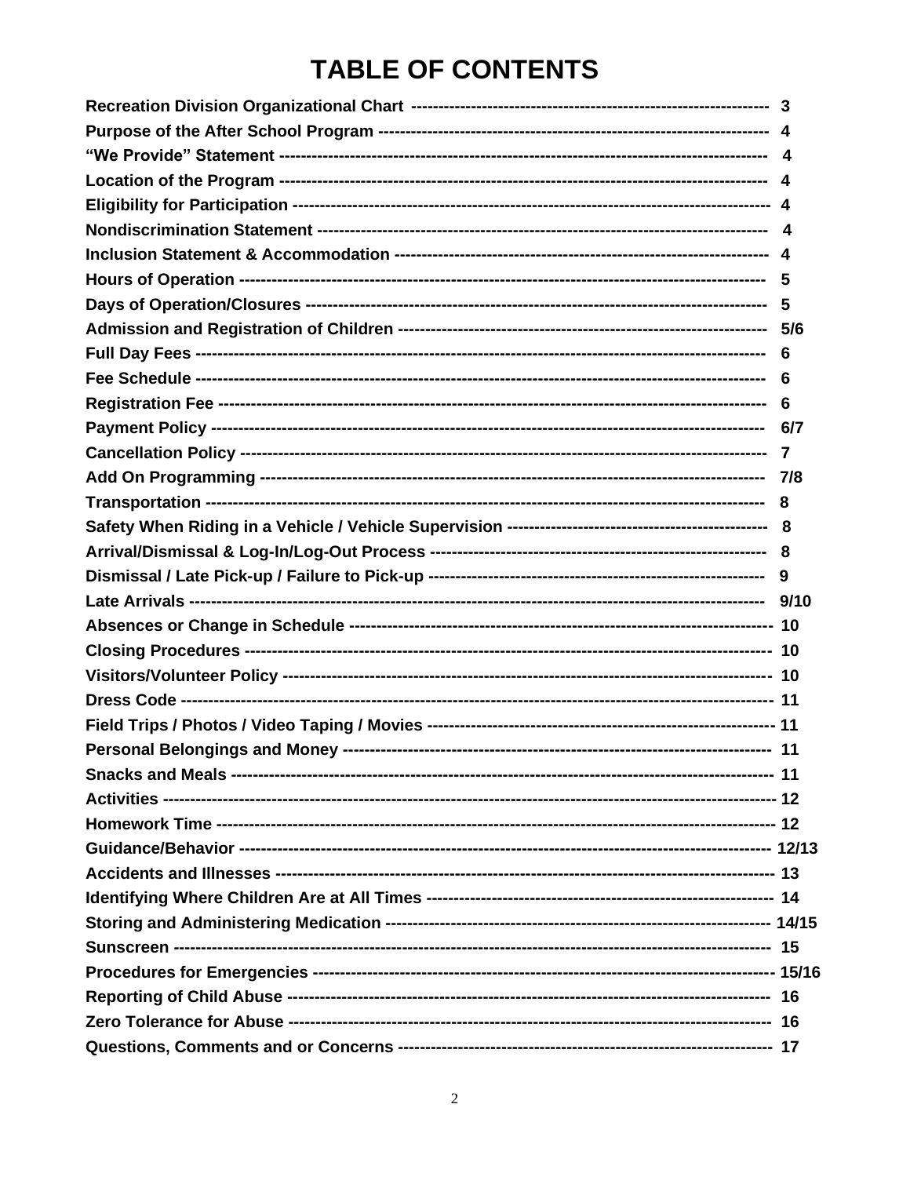# TABLE OF CONTENTS

| Section | Page |
| --- | --- |
| **Recreation Division Organizational Chart** | **3** |
| **Purpose of the After School Program** | **4** |
| **"We Provide" Statement** | **4** |
| **Location of the Program** | **4** |
| **Eligibility for Participation** | **4** |
| **Nondiscrimination Statement** | **4** |
| **Inclusion Statement & Accommodation** | **4** |
| **Hours of Operation** | **5** |
| **Days of Operation/Closures** | **5** |
| **Admission and Registration of Children** | **5/6** |
| **Full Day Fees** | **6** |
| **Fee Schedule** | **6** |
| **Registration Fee** | **6** |
| **Payment Policy** | **6/7** |
| **Cancellation Policy** | **7** |
| **Add On Programming** | **7/8** |
| **Transportation** | **8** |
| **Safety When Riding in a Vehicle / Vehicle Supervision** | **8** |
| **Arrival/Dismissal & Log-In/Log-Out Process** | **8** |
| **Dismissal / Late Pick-up / Failure to Pick-up** | **9** |
| **Late Arrivals** | **9/10** |
| **Absences or Change in Schedule** | **10** |
| **Closing Procedures** | **10** |
| **Visitors/Volunteer Policy** | **10** |
| **Dress Code** | **11** |
| **Field Trips / Photos / Video Taping / Movies** | **11** |
| **Personal Belongings and Money** | **11** |
| **Snacks and Meals** | **11** |
| **Activities** | **12** |
| **Homework Time** | **12** |
| **Guidance/Behavior** | **12/13** |
| **Accidents and Illnesses** | **13** |
| **Identifying Where Children Are at All Times** | **14** |
| **Storing and Administering Medication** | **14/15** |
| **Sunscreen** | **15** |
| **Procedures for Emergencies** | **15/16** |
| **Reporting of Child Abuse** | **16** |
| **Zero Tolerance for Abuse** | **16** |
| **Questions, Comments and or Concerns** | **17** |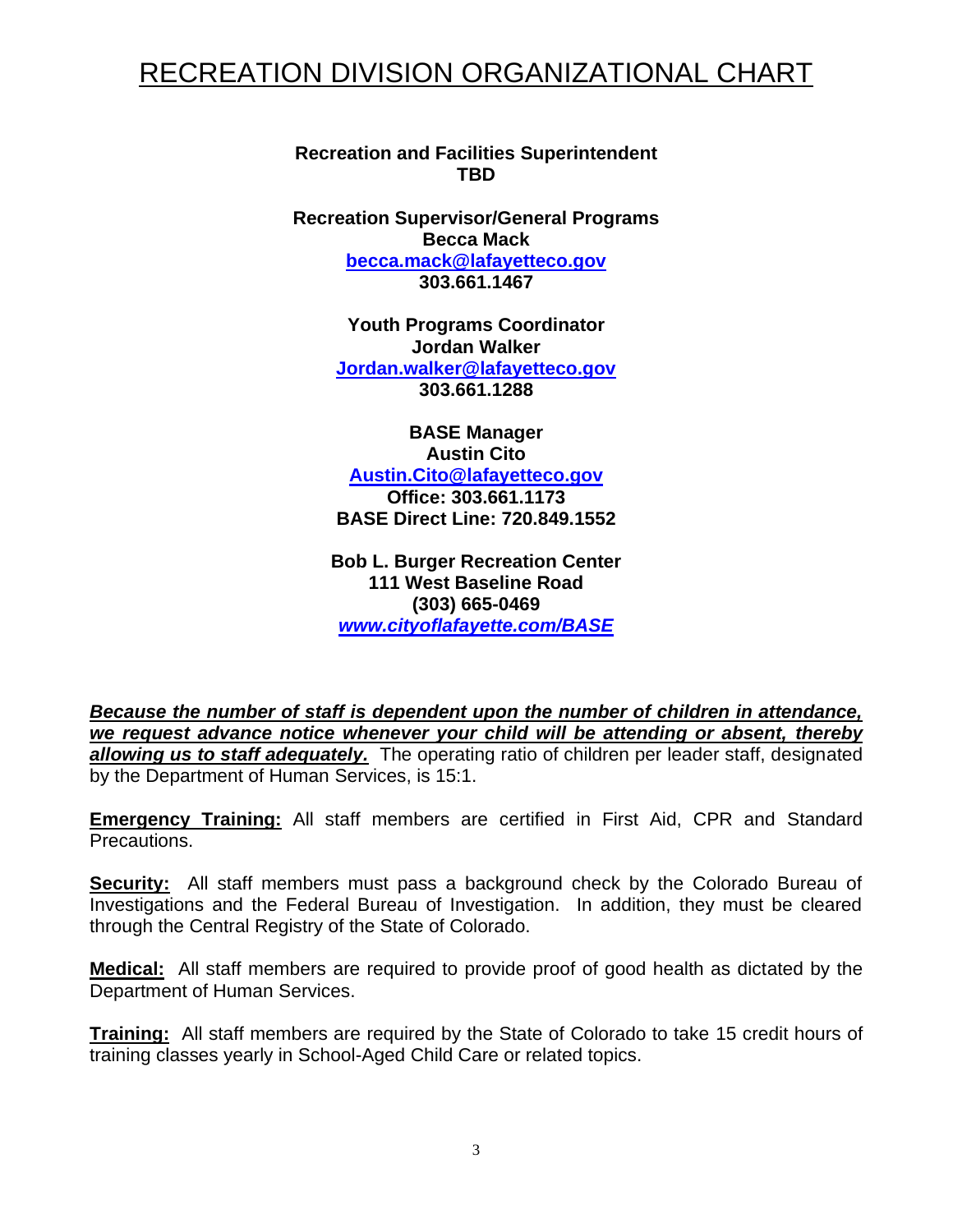# RECREATION DIVISION ORGANIZATIONAL CHART

**Recreation and Facilities Superintendent**
**TBD**

**Recreation Supervisor/General Programs**
**Becca Mack**
**becca.mack@lafayetteco.gov**
**303.661.1467**

**Youth Programs Coordinator**
**Jordan Walker**
**Jordan.walker@lafayetteco.gov**
**303.661.1288**

**BASE Manager**
**Austin Cito**
**Austin.Cito@lafayetteco.gov**
**Office: 303.661.1173**
**BASE Direct Line: 720.849.1552**

**Bob L. Burger Recreation Center**
**111 West Baseline Road**
**(303) 665-0469**
***www.cityoflafayette.com/BASE***

***Because the number of staff is dependent upon the number of children in attendance, we request advance notice whenever your child will be attending or absent, thereby allowing us to staff adequately.*** The operating ratio of children per leader staff, designated by the Department of Human Services, is 15:1.

**Emergency Training:** All staff members are certified in First Aid, CPR and Standard Precautions.

**Security:** All staff members must pass a background check by the Colorado Bureau of Investigations and the Federal Bureau of Investigation. In addition, they must be cleared through the Central Registry of the State of Colorado.

**Medical:** All staff members are required to provide proof of good health as dictated by the Department of Human Services.

**Training:** All staff members are required by the State of Colorado to take 15 credit hours of training classes yearly in School-Aged Child Care or related topics.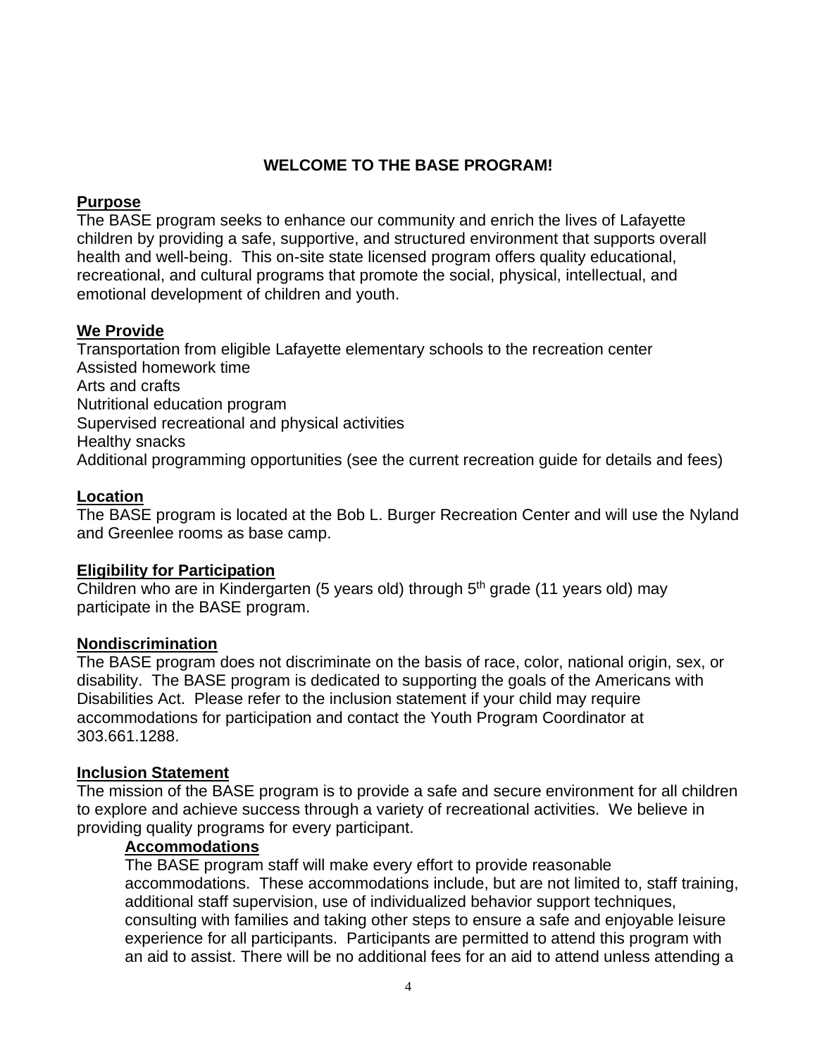# WELCOME TO THE BASE PROGRAM!

## Purpose

The BASE program seeks to enhance our community and enrich the lives of Lafayette children by providing a safe, supportive, and structured environment that supports overall health and well-being. This on-site state licensed program offers quality educational, recreational, and cultural programs that promote the social, physical, intellectual, and emotional development of children and youth.

## We Provide

Transportation from eligible Lafayette elementary schools to the recreation center
Assisted homework time
Arts and crafts
Nutritional education program
Supervised recreational and physical activities
Healthy snacks
Additional programming opportunities (see the current recreation guide for details and fees)

## Location

The BASE program is located at the Bob L. Burger Recreation Center and will use the Nyland and Greenlee rooms as base camp.

## Eligibility for Participation

Children who are in Kindergarten (5 years old) through 5th grade (11 years old) may participate in the BASE program.

## Nondiscrimination

The BASE program does not discriminate on the basis of race, color, national origin, sex, or disability. The BASE program is dedicated to supporting the goals of the Americans with Disabilities Act. Please refer to the inclusion statement if your child may require accommodations for participation and contact the Youth Program Coordinator at 303.661.1288.

## Inclusion Statement

The mission of the BASE program is to provide a safe and secure environment for all children to explore and achieve success through a variety of recreational activities. We believe in providing quality programs for every participant.

### Accommodations

The BASE program staff will make every effort to provide reasonable accommodations. These accommodations include, but are not limited to, staff training, additional staff supervision, use of individualized behavior support techniques, consulting with families and taking other steps to ensure a safe and enjoyable leisure experience for all participants. Participants are permitted to attend this program with an aid to assist. There will be no additional fees for an aid to attend unless attending a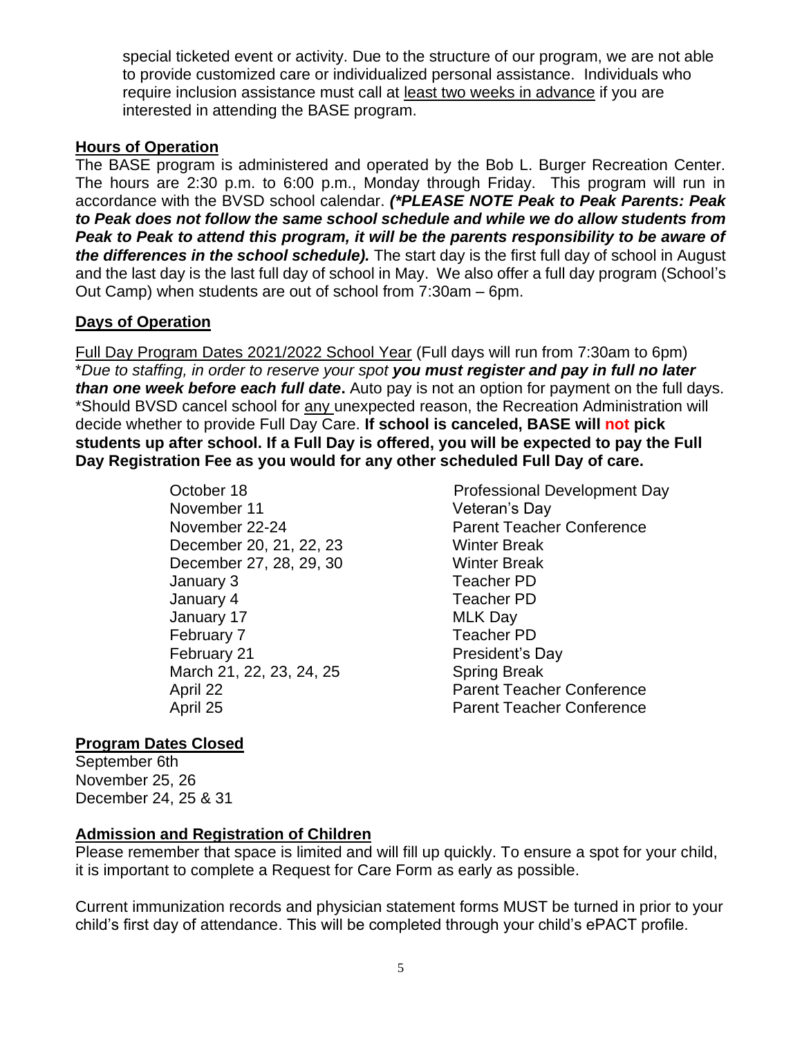special ticketed event or activity. Due to the structure of our program, we are not able to provide customized care or individualized personal assistance. Individuals who require inclusion assistance must call at least two weeks in advance if you are interested in attending the BASE program.

## Hours of Operation

The BASE program is administered and operated by the Bob L. Burger Recreation Center. The hours are 2:30 p.m. to 6:00 p.m., Monday through Friday. This program will run in accordance with the BVSD school calendar. ***(*PLEASE NOTE Peak to Peak Parents: Peak to Peak does not follow the same school schedule and while we do allow students from Peak to Peak to attend this program, it will be the parents responsibility to be aware of the differences in the school schedule).*** The start day is the first full day of school in August and the last day is the last full day of school in May. We also offer a full day program (School's Out Camp) when students are out of school from 7:30am – 6pm.

## Days of Operation

Full Day Program Dates 2021/2022 School Year (Full days will run from 7:30am to 6pm)
**Due to staffing, in order to reserve your spot* ***you must register and pay in full no later than one week before each full date*****.** Auto pay is not an option for payment on the full days.
*Should BVSD cancel school for any unexpected reason, the Recreation Administration will decide whether to provide Full Day Care. **If school is canceled, BASE will not pick students up after school. If a Full Day is offered, you will be expected to pay the Full Day Registration Fee as you would for any other scheduled Full Day of care.**

| Date | Reason |
|---|---|
| October 18 | Professional Development Day |
| November 11 | Veteran's Day |
| November 22-24 | Parent Teacher Conference |
| December 20, 21, 22, 23 | Winter Break |
| December 27, 28, 29, 30 | Winter Break |
| January 3 | Teacher PD |
| January 4 | Teacher PD |
| January 17 | MLK Day |
| February 7 | Teacher PD |
| February 21 | President's Day |
| March 21, 22, 23, 24, 25 | Spring Break |
| April 22 | Parent Teacher Conference |
| April 25 | Parent Teacher Conference |

## Program Dates Closed

September 6th
November 25, 26
December 24, 25 & 31

## Admission and Registration of Children

Please remember that space is limited and will fill up quickly. To ensure a spot for your child, it is important to complete a Request for Care Form as early as possible.

Current immunization records and physician statement forms MUST be turned in prior to your child's first day of attendance. This will be completed through your child's ePACT profile.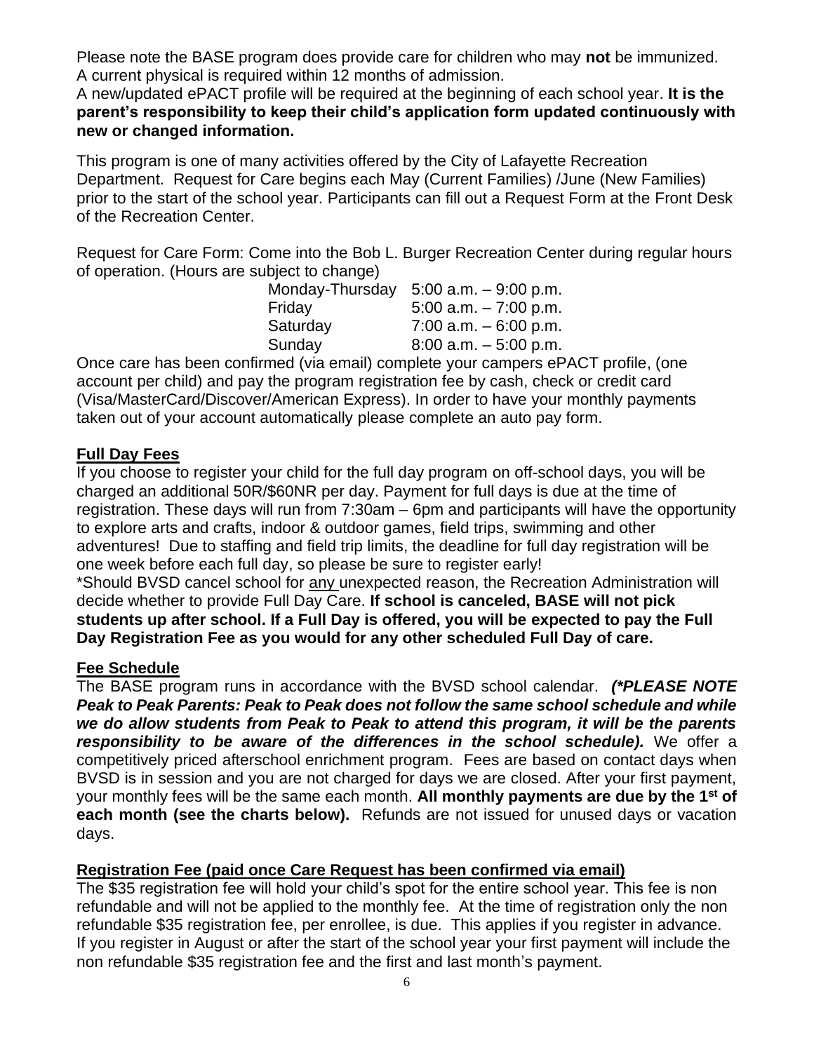Please note the BASE program does provide care for children who may **not** be immunized. A current physical is required within 12 months of admission.

A new/updated ePACT profile will be required at the beginning of each school year. **It is the parent's responsibility to keep their child's application form updated continuously with new or changed information.**

This program is one of many activities offered by the City of Lafayette Recreation Department. Request for Care begins each May (Current Families) /June (New Families) prior to the start of the school year. Participants can fill out a Request Form at the Front Desk of the Recreation Center.

Request for Care Form: Come into the Bob L. Burger Recreation Center during regular hours of operation. (Hours are subject to change)

| | |
|---|---|
| Monday-Thursday | 5:00 a.m. – 9:00 p.m. |
| Friday | 5:00 a.m. – 7:00 p.m. |
| Saturday | 7:00 a.m. – 6:00 p.m. |
| Sunday | 8:00 a.m. – 5:00 p.m. |

Once care has been confirmed (via email) complete your campers ePACT profile, (one account per child) and pay the program registration fee by cash, check or credit card (Visa/MasterCard/Discover/American Express). In order to have your monthly payments taken out of your account automatically please complete an auto pay form.

## Full Day Fees

If you choose to register your child for the full day program on off-school days, you will be charged an additional 50R/$60NR per day. Payment for full days is due at the time of registration. These days will run from 7:30am – 6pm and participants will have the opportunity to explore arts and crafts, indoor & outdoor games, field trips, swimming and other adventures! Due to staffing and field trip limits, the deadline for full day registration will be one week before each full day, so please be sure to register early!

*Should BVSD cancel school for any unexpected reason, the Recreation Administration will decide whether to provide Full Day Care. **If school is canceled, BASE will not pick students up after school. If a Full Day is offered, you will be expected to pay the Full Day Registration Fee as you would for any other scheduled Full Day of care.**

## Fee Schedule

The BASE program runs in accordance with the BVSD school calendar. ***(*PLEASE NOTE Peak to Peak Parents: Peak to Peak does not follow the same school schedule and while we do allow students from Peak to Peak to attend this program, it will be the parents responsibility to be aware of the differences in the school schedule).*** We offer a competitively priced afterschool enrichment program. Fees are based on contact days when BVSD is in session and you are not charged for days we are closed. After your first payment, your monthly fees will be the same each month. **All monthly payments are due by the 1st of each month (see the charts below).** Refunds are not issued for unused days or vacation days.

## Registration Fee (paid once Care Request has been confirmed via email)

The $35 registration fee will hold your child's spot for the entire school year. This fee is non refundable and will not be applied to the monthly fee. At the time of registration only the non refundable $35 registration fee, per enrollee, is due. This applies if you register in advance. If you register in August or after the start of the school year your first payment will include the non refundable $35 registration fee and the first and last month's payment.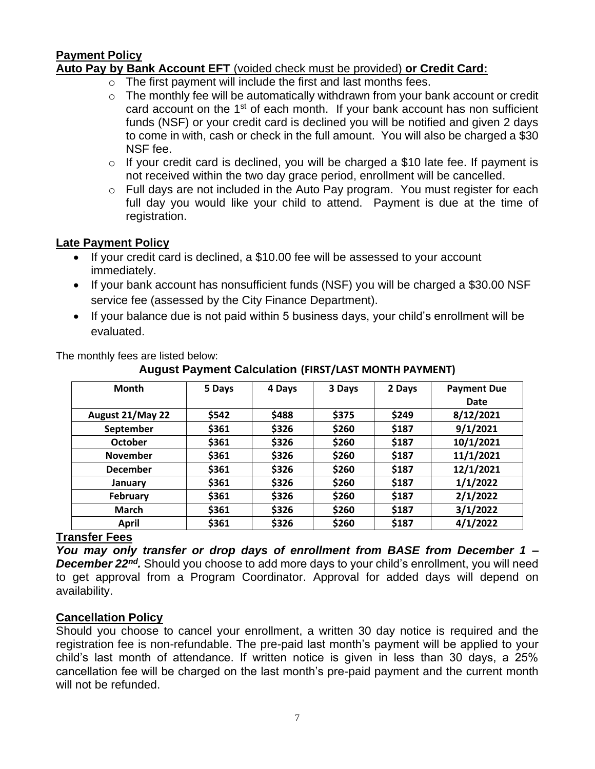## Payment Policy

**Auto Pay by Bank Account EFT** (voided check must be provided) **or Credit Card:**

- The first payment will include the first and last months fees.
- The monthly fee will be automatically withdrawn from your bank account or credit card account on the 1st of each month. If your bank account has non sufficient funds (NSF) or your credit card is declined you will be notified and given 2 days to come in with, cash or check in the full amount. You will also be charged a $30 NSF fee.
- If your credit card is declined, you will be charged a $10 late fee. If payment is not received within the two day grace period, enrollment will be cancelled.
- Full days are not included in the Auto Pay program. You must register for each full day you would like your child to attend. Payment is due at the time of registration.

## Late Payment Policy

- If your credit card is declined, a $10.00 fee will be assessed to your account immediately.
- If your bank account has nonsufficient funds (NSF) you will be charged a $30.00 NSF service fee (assessed by the City Finance Department).
- If your balance due is not paid within 5 business days, your child's enrollment will be evaluated.

The monthly fees are listed below:

**August Payment Calculation (FIRST/LAST MONTH PAYMENT)**

| Month | 5 Days | 4 Days | 3 Days | 2 Days | Payment Due Date |
|---|---|---|---|---|---|
| August 21/May 22 | $542 | $488 | $375 | $249 | 8/12/2021 |
| September | $361 | $326 | $260 | $187 | 9/1/2021 |
| October | $361 | $326 | $260 | $187 | 10/1/2021 |
| November | $361 | $326 | $260 | $187 | 11/1/2021 |
| December | $361 | $326 | $260 | $187 | 12/1/2021 |
| January | $361 | $326 | $260 | $187 | 1/1/2022 |
| February | $361 | $326 | $260 | $187 | 2/1/2022 |
| March | $361 | $326 | $260 | $187 | 3/1/2022 |
| April | $361 | $326 | $260 | $187 | 4/1/2022 |

## Transfer Fees

***You may only transfer or drop days of enrollment from BASE from December 1 – December 22nd.*** Should you choose to add more days to your child's enrollment, you will need to get approval from a Program Coordinator. Approval for added days will depend on availability.

## Cancellation Policy

Should you choose to cancel your enrollment, a written 30 day notice is required and the registration fee is non-refundable. The pre-paid last month's payment will be applied to your child's last month of attendance. If written notice is given in less than 30 days, a 25% cancellation fee will be charged on the last month's pre-paid payment and the current month will not be refunded.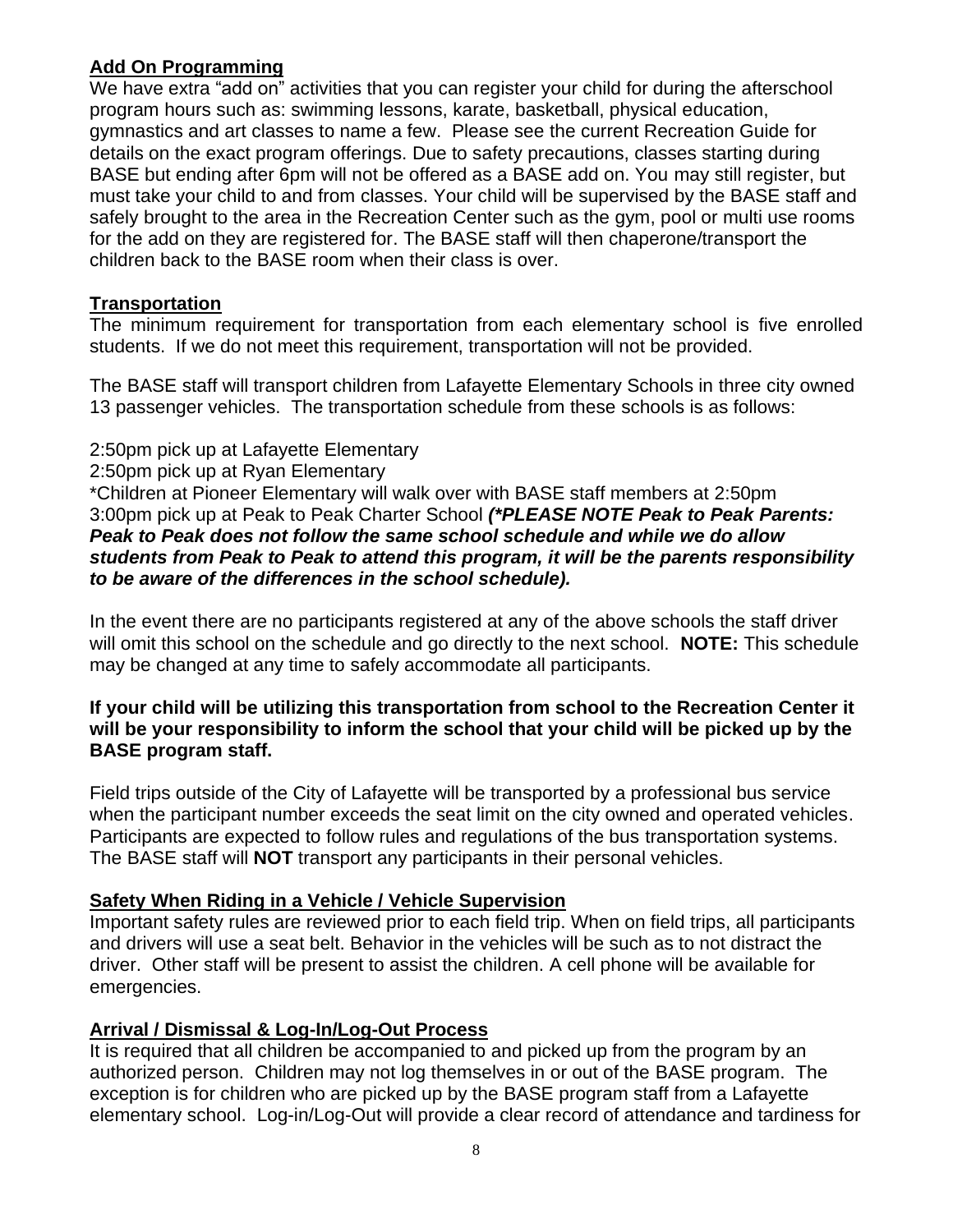## Add On Programming

We have extra "add on" activities that you can register your child for during the afterschool program hours such as: swimming lessons, karate, basketball, physical education, gymnastics and art classes to name a few. Please see the current Recreation Guide for details on the exact program offerings. Due to safety precautions, classes starting during BASE but ending after 6pm will not be offered as a BASE add on. You may still register, but must take your child to and from classes. Your child will be supervised by the BASE staff and safely brought to the area in the Recreation Center such as the gym, pool or multi use rooms for the add on they are registered for. The BASE staff will then chaperone/transport the children back to the BASE room when their class is over.

## Transportation

The minimum requirement for transportation from each elementary school is five enrolled students. If we do not meet this requirement, transportation will not be provided.

The BASE staff will transport children from Lafayette Elementary Schools in three city owned 13 passenger vehicles. The transportation schedule from these schools is as follows:

2:50pm pick up at Lafayette Elementary
2:50pm pick up at Ryan Elementary
*Children at Pioneer Elementary will walk over with BASE staff members at 2:50pm
3:00pm pick up at Peak to Peak Charter School ***(*PLEASE NOTE Peak to Peak Parents: Peak to Peak does not follow the same school schedule and while we do allow students from Peak to Peak to attend this program, it will be the parents responsibility to be aware of the differences in the school schedule).***

In the event there are no participants registered at any of the above schools the staff driver will omit this school on the schedule and go directly to the next school. **NOTE:** This schedule may be changed at any time to safely accommodate all participants.

**If your child will be utilizing this transportation from school to the Recreation Center it will be your responsibility to inform the school that your child will be picked up by the BASE program staff.**

Field trips outside of the City of Lafayette will be transported by a professional bus service when the participant number exceeds the seat limit on the city owned and operated vehicles. Participants are expected to follow rules and regulations of the bus transportation systems. The BASE staff will **NOT** transport any participants in their personal vehicles.

## Safety When Riding in a Vehicle / Vehicle Supervision

Important safety rules are reviewed prior to each field trip. When on field trips, all participants and drivers will use a seat belt. Behavior in the vehicles will be such as to not distract the driver. Other staff will be present to assist the children. A cell phone will be available for emergencies.

## Arrival / Dismissal & Log-In/Log-Out Process

It is required that all children be accompanied to and picked up from the program by an authorized person. Children may not log themselves in or out of the BASE program. The exception is for children who are picked up by the BASE program staff from a Lafayette elementary school. Log-in/Log-Out will provide a clear record of attendance and tardiness for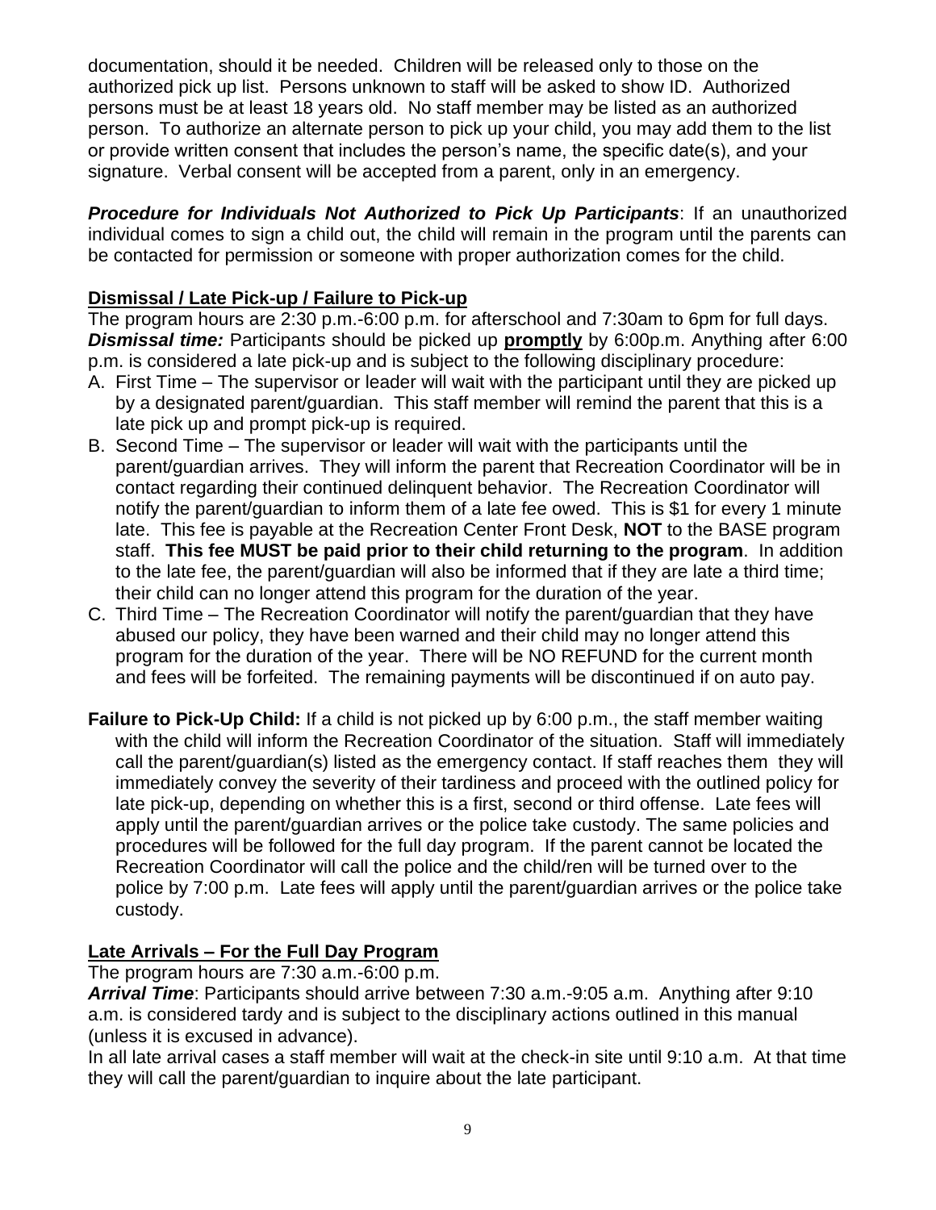documentation, should it be needed. Children will be released only to those on the authorized pick up list. Persons unknown to staff will be asked to show ID. Authorized persons must be at least 18 years old. No staff member may be listed as an authorized person. To authorize an alternate person to pick up your child, you may add them to the list or provide written consent that includes the person's name, the specific date(s), and your signature. Verbal consent will be accepted from a parent, only in an emergency.

***Procedure for Individuals Not Authorized to Pick Up Participants***: If an unauthorized individual comes to sign a child out, the child will remain in the program until the parents can be contacted for permission or someone with proper authorization comes for the child.

## Dismissal / Late Pick-up / Failure to Pick-up

The program hours are 2:30 p.m.-6:00 p.m. for afterschool and 7:30am to 6pm for full days. ***Dismissal time:*** Participants should be picked up **promptly** by 6:00p.m. Anything after 6:00 p.m. is considered a late pick-up and is subject to the following disciplinary procedure:

A. First Time – The supervisor or leader will wait with the participant until they are picked up by a designated parent/guardian. This staff member will remind the parent that this is a late pick up and prompt pick-up is required.
B. Second Time – The supervisor or leader will wait with the participants until the parent/guardian arrives. They will inform the parent that Recreation Coordinator will be in contact regarding their continued delinquent behavior. The Recreation Coordinator will notify the parent/guardian to inform them of a late fee owed. This is $1 for every 1 minute late. This fee is payable at the Recreation Center Front Desk, **NOT** to the BASE program staff. **This fee MUST be paid prior to their child returning to the program**. In addition to the late fee, the parent/guardian will also be informed that if they are late a third time; their child can no longer attend this program for the duration of the year.
C. Third Time – The Recreation Coordinator will notify the parent/guardian that they have abused our policy, they have been warned and their child may no longer attend this program for the duration of the year. There will be NO REFUND for the current month and fees will be forfeited. The remaining payments will be discontinued if on auto pay.

**Failure to Pick-Up Child:** If a child is not picked up by 6:00 p.m., the staff member waiting with the child will inform the Recreation Coordinator of the situation. Staff will immediately call the parent/guardian(s) listed as the emergency contact. If staff reaches them they will immediately convey the severity of their tardiness and proceed with the outlined policy for late pick-up, depending on whether this is a first, second or third offense. Late fees will apply until the parent/guardian arrives or the police take custody. The same policies and procedures will be followed for the full day program. If the parent cannot be located the Recreation Coordinator will call the police and the child/ren will be turned over to the police by 7:00 p.m. Late fees will apply until the parent/guardian arrives or the police take custody.

## Late Arrivals – For the Full Day Program

The program hours are 7:30 a.m.-6:00 p.m.

***Arrival Time***: Participants should arrive between 7:30 a.m.-9:05 a.m. Anything after 9:10 a.m. is considered tardy and is subject to the disciplinary actions outlined in this manual (unless it is excused in advance).

In all late arrival cases a staff member will wait at the check-in site until 9:10 a.m. At that time they will call the parent/guardian to inquire about the late participant.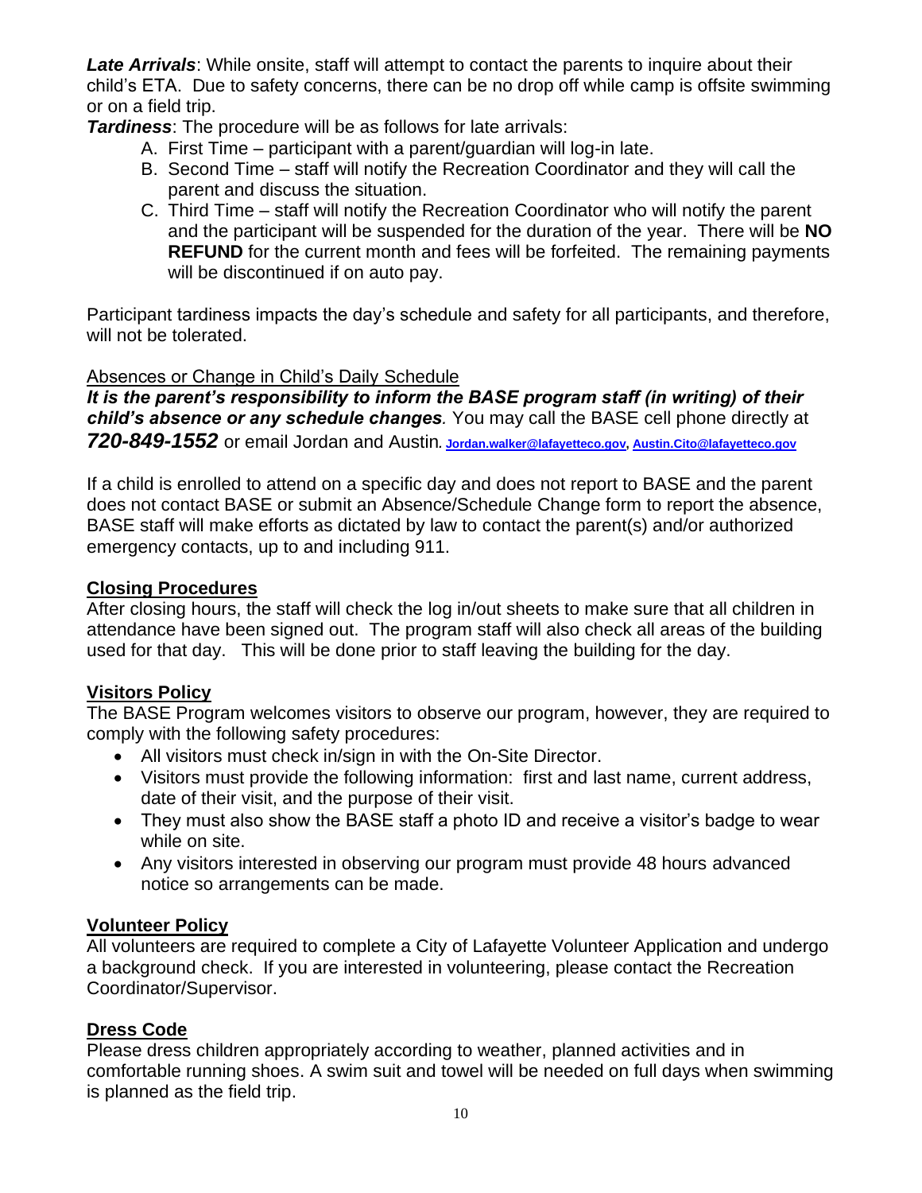***Late Arrivals***: While onsite, staff will attempt to contact the parents to inquire about their child's ETA. Due to safety concerns, there can be no drop off while camp is offsite swimming or on a field trip.

***Tardiness***: The procedure will be as follows for late arrivals:

A. First Time – participant with a parent/guardian will log-in late.
B. Second Time – staff will notify the Recreation Coordinator and they will call the parent and discuss the situation.
C. Third Time – staff will notify the Recreation Coordinator who will notify the parent and the participant will be suspended for the duration of the year. There will be **NO REFUND** for the current month and fees will be forfeited. The remaining payments will be discontinued if on auto pay.

Participant tardiness impacts the day's schedule and safety for all participants, and therefore, will not be tolerated.

<u>Absences or Change in Child's Daily Schedule</u>

***It is the parent's responsibility to inform the BASE program staff (in writing) of their child's absence or any schedule changes.*** You may call the BASE cell phone directly at ***720-849-1552*** or email Jordan and Austin. **Jordan.walker@lafayetteco.gov**, **Austin.Cito@lafayetteco.gov**

If a child is enrolled to attend on a specific day and does not report to BASE and the parent does not contact BASE or submit an Absence/Schedule Change form to report the absence, BASE staff will make efforts as dictated by law to contact the parent(s) and/or authorized emergency contacts, up to and including 911.

## Closing Procedures

After closing hours, the staff will check the log in/out sheets to make sure that all children in attendance have been signed out. The program staff will also check all areas of the building used for that day. This will be done prior to staff leaving the building for the day.

## Visitors Policy

The BASE Program welcomes visitors to observe our program, however, they are required to comply with the following safety procedures:

- All visitors must check in/sign in with the On-Site Director.
- Visitors must provide the following information: first and last name, current address, date of their visit, and the purpose of their visit.
- They must also show the BASE staff a photo ID and receive a visitor's badge to wear while on site.
- Any visitors interested in observing our program must provide 48 hours advanced notice so arrangements can be made.

## Volunteer Policy

All volunteers are required to complete a City of Lafayette Volunteer Application and undergo a background check. If you are interested in volunteering, please contact the Recreation Coordinator/Supervisor.

## Dress Code

Please dress children appropriately according to weather, planned activities and in comfortable running shoes. A swim suit and towel will be needed on full days when swimming is planned as the field trip.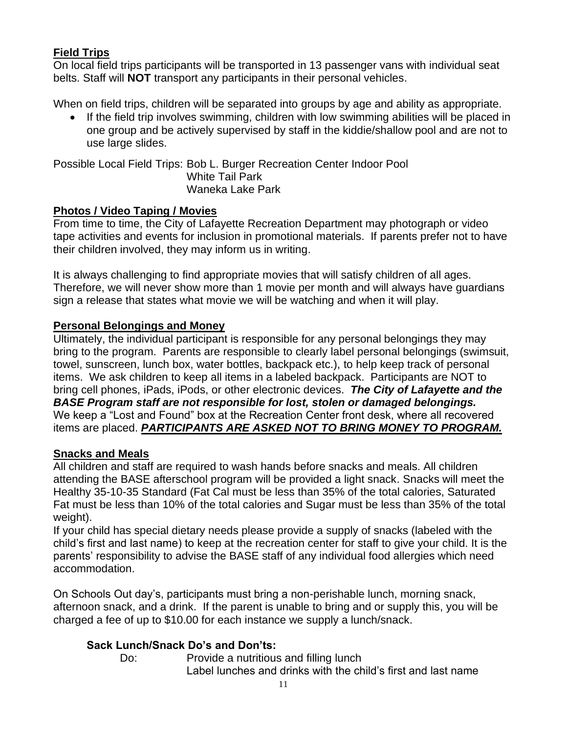**<u>Field Trips</u>**

On local field trips participants will be transported in 13 passenger vans with individual seat belts. Staff will **NOT** transport any participants in their personal vehicles.

When on field trips, children will be separated into groups by age and ability as appropriate.

- If the field trip involves swimming, children with low swimming abilities will be placed in one group and be actively supervised by staff in the kiddie/shallow pool and are not to use large slides.

Possible Local Field Trips: Bob L. Burger Recreation Center Indoor Pool
White Tail Park
Waneka Lake Park

**<u>Photos / Video Taping / Movies</u>**

From time to time, the City of Lafayette Recreation Department may photograph or video tape activities and events for inclusion in promotional materials. If parents prefer not to have their children involved, they may inform us in writing.

It is always challenging to find appropriate movies that will satisfy children of all ages. Therefore, we will never show more than 1 movie per month and will always have guardians sign a release that states what movie we will be watching and when it will play.

**<u>Personal Belongings and Money</u>**

Ultimately, the individual participant is responsible for any personal belongings they may bring to the program. Parents are responsible to clearly label personal belongings (swimsuit, towel, sunscreen, lunch box, water bottles, backpack etc.), to help keep track of personal items. We ask children to keep all items in a labeled backpack. Participants are NOT to bring cell phones, iPads, iPods, or other electronic devices. ***The City of Lafayette and the BASE Program staff are not responsible for lost, stolen or damaged belongings.*** We keep a "Lost and Found" box at the Recreation Center front desk, where all recovered items are placed. ***<u>PARTICIPANTS ARE ASKED NOT TO BRING MONEY TO PROGRAM.</u>***

**<u>Snacks and Meals</u>**

All children and staff are required to wash hands before snacks and meals. All children attending the BASE afterschool program will be provided a light snack. Snacks will meet the Healthy 35-10-35 Standard (Fat Cal must be less than 35% of the total calories, Saturated Fat must be less than 10% of the total calories and Sugar must be less than 35% of the total weight).

If your child has special dietary needs please provide a supply of snacks (labeled with the child's first and last name) to keep at the recreation center for staff to give your child. It is the parents' responsibility to advise the BASE staff of any individual food allergies which need accommodation.

On Schools Out day's, participants must bring a non-perishable lunch, morning snack, afternoon snack, and a drink. If the parent is unable to bring and or supply this, you will be charged a fee of up to $10.00 for each instance we supply a lunch/snack.

**Sack Lunch/Snack Do's and Don'ts:**

Do: Provide a nutritious and filling lunch
Label lunches and drinks with the child's first and last name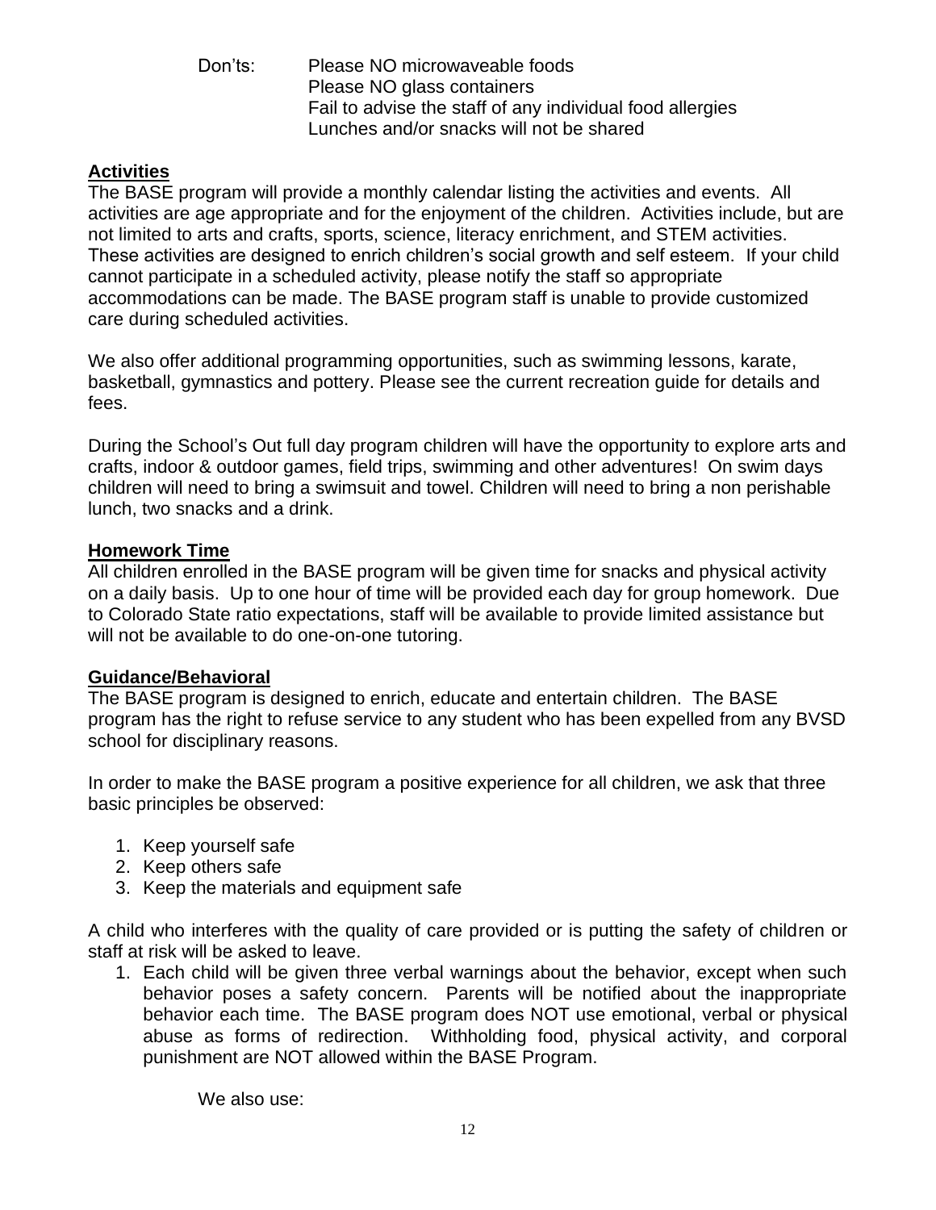Don'ts: Please NO microwaveable foods
Please NO glass containers
Fail to advise the staff of any individual food allergies
Lunches and/or snacks will not be shared

## Activities

The BASE program will provide a monthly calendar listing the activities and events. All activities are age appropriate and for the enjoyment of the children. Activities include, but are not limited to arts and crafts, sports, science, literacy enrichment, and STEM activities. These activities are designed to enrich children's social growth and self esteem. If your child cannot participate in a scheduled activity, please notify the staff so appropriate accommodations can be made. The BASE program staff is unable to provide customized care during scheduled activities.

We also offer additional programming opportunities, such as swimming lessons, karate, basketball, gymnastics and pottery. Please see the current recreation guide for details and fees.

During the School's Out full day program children will have the opportunity to explore arts and crafts, indoor & outdoor games, field trips, swimming and other adventures! On swim days children will need to bring a swimsuit and towel. Children will need to bring a non perishable lunch, two snacks and a drink.

## Homework Time

All children enrolled in the BASE program will be given time for snacks and physical activity on a daily basis. Up to one hour of time will be provided each day for group homework. Due to Colorado State ratio expectations, staff will be available to provide limited assistance but will not be available to do one-on-one tutoring.

## Guidance/Behavioral

The BASE program is designed to enrich, educate and entertain children. The BASE program has the right to refuse service to any student who has been expelled from any BVSD school for disciplinary reasons.

In order to make the BASE program a positive experience for all children, we ask that three basic principles be observed:

1. Keep yourself safe
2. Keep others safe
3. Keep the materials and equipment safe

A child who interferes with the quality of care provided or is putting the safety of children or staff at risk will be asked to leave.

1. Each child will be given three verbal warnings about the behavior, except when such behavior poses a safety concern. Parents will be notified about the inappropriate behavior each time. The BASE program does NOT use emotional, verbal or physical abuse as forms of redirection. Withholding food, physical activity, and corporal punishment are NOT allowed within the BASE Program.

   We also use: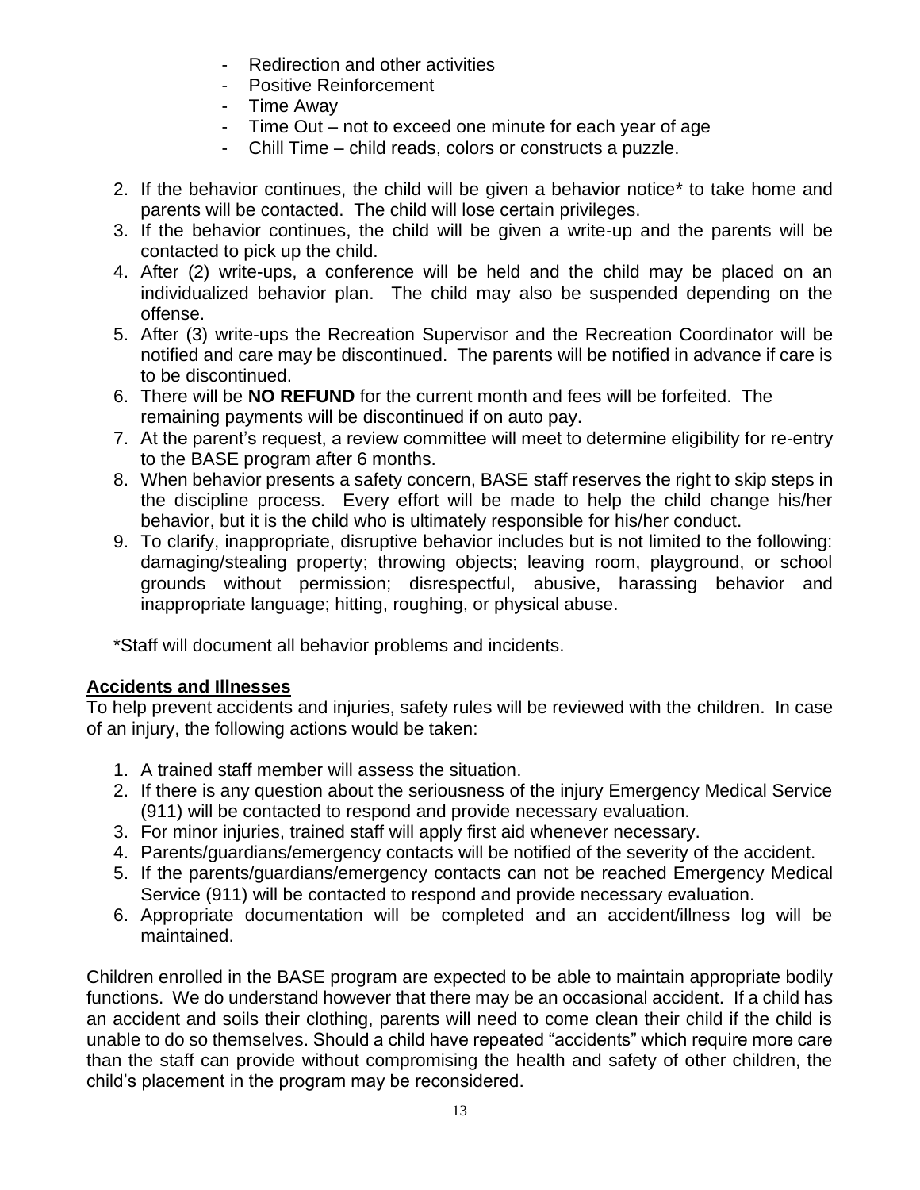- Redirection and other activities
- Positive Reinforcement
- Time Away
- Time Out – not to exceed one minute for each year of age
- Chill Time – child reads, colors or constructs a puzzle.

2. If the behavior continues, the child will be given a behavior notice* to take home and parents will be contacted. The child will lose certain privileges.
3. If the behavior continues, the child will be given a write-up and the parents will be contacted to pick up the child.
4. After (2) write-ups, a conference will be held and the child may be placed on an individualized behavior plan. The child may also be suspended depending on the offense.
5. After (3) write-ups the Recreation Supervisor and the Recreation Coordinator will be notified and care may be discontinued. The parents will be notified in advance if care is to be discontinued.
6. There will be **NO REFUND** for the current month and fees will be forfeited. The remaining payments will be discontinued if on auto pay.
7. At the parent's request, a review committee will meet to determine eligibility for re-entry to the BASE program after 6 months.
8. When behavior presents a safety concern, BASE staff reserves the right to skip steps in the discipline process. Every effort will be made to help the child change his/her behavior, but it is the child who is ultimately responsible for his/her conduct.
9. To clarify, inappropriate, disruptive behavior includes but is not limited to the following: damaging/stealing property; throwing objects; leaving room, playground, or school grounds without permission; disrespectful, abusive, harassing behavior and inappropriate language; hitting, roughing, or physical abuse.

*Staff will document all behavior problems and incidents.

## Accidents and Illnesses

To help prevent accidents and injuries, safety rules will be reviewed with the children. In case of an injury, the following actions would be taken:

1. A trained staff member will assess the situation.
2. If there is any question about the seriousness of the injury Emergency Medical Service (911) will be contacted to respond and provide necessary evaluation.
3. For minor injuries, trained staff will apply first aid whenever necessary.
4. Parents/guardians/emergency contacts will be notified of the severity of the accident.
5. If the parents/guardians/emergency contacts can not be reached Emergency Medical Service (911) will be contacted to respond and provide necessary evaluation.
6. Appropriate documentation will be completed and an accident/illness log will be maintained.

Children enrolled in the BASE program are expected to be able to maintain appropriate bodily functions. We do understand however that there may be an occasional accident. If a child has an accident and soils their clothing, parents will need to come clean their child if the child is unable to do so themselves. Should a child have repeated "accidents" which require more care than the staff can provide without compromising the health and safety of other children, the child's placement in the program may be reconsidered.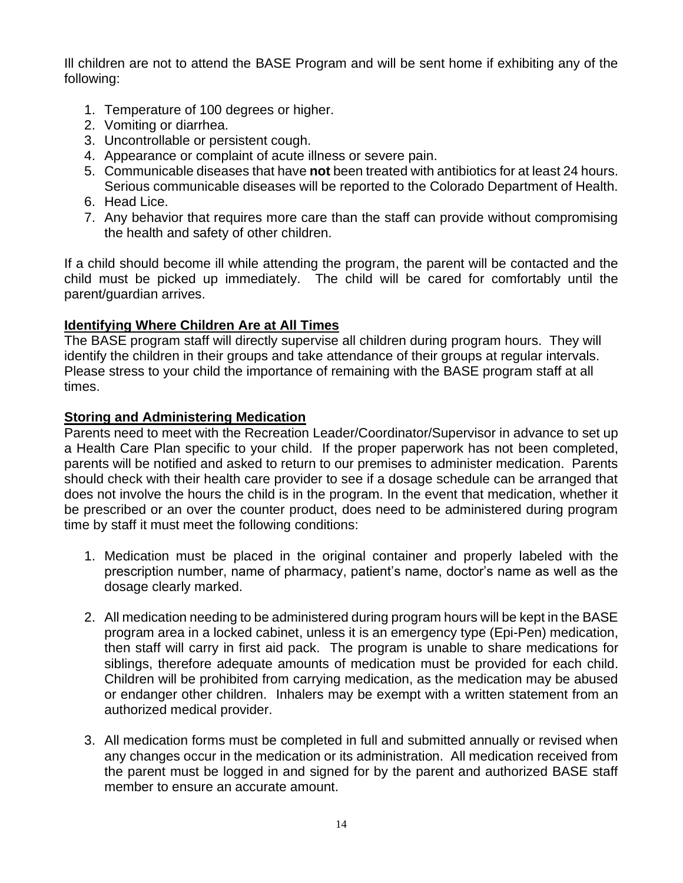Ill children are not to attend the BASE Program and will be sent home if exhibiting any of the following:

1. Temperature of 100 degrees or higher.
2. Vomiting or diarrhea.
3. Uncontrollable or persistent cough.
4. Appearance or complaint of acute illness or severe pain.
5. Communicable diseases that have **not** been treated with antibiotics for at least 24 hours. Serious communicable diseases will be reported to the Colorado Department of Health.
6. Head Lice.
7. Any behavior that requires more care than the staff can provide without compromising the health and safety of other children.

If a child should become ill while attending the program, the parent will be contacted and the child must be picked up immediately. The child will be cared for comfortably until the parent/guardian arrives.

**Identifying Where Children Are at All Times**

The BASE program staff will directly supervise all children during program hours. They will identify the children in their groups and take attendance of their groups at regular intervals. Please stress to your child the importance of remaining with the BASE program staff at all times.

**Storing and Administering Medication**

Parents need to meet with the Recreation Leader/Coordinator/Supervisor in advance to set up a Health Care Plan specific to your child. If the proper paperwork has not been completed, parents will be notified and asked to return to our premises to administer medication. Parents should check with their health care provider to see if a dosage schedule can be arranged that does not involve the hours the child is in the program. In the event that medication, whether it be prescribed or an over the counter product, does need to be administered during program time by staff it must meet the following conditions:

1. Medication must be placed in the original container and properly labeled with the prescription number, name of pharmacy, patient's name, doctor's name as well as the dosage clearly marked.

2. All medication needing to be administered during program hours will be kept in the BASE program area in a locked cabinet, unless it is an emergency type (Epi-Pen) medication, then staff will carry in first aid pack. The program is unable to share medications for siblings, therefore adequate amounts of medication must be provided for each child. Children will be prohibited from carrying medication, as the medication may be abused or endanger other children. Inhalers may be exempt with a written statement from an authorized medical provider.

3. All medication forms must be completed in full and submitted annually or revised when any changes occur in the medication or its administration. All medication received from the parent must be logged in and signed for by the parent and authorized BASE staff member to ensure an accurate amount.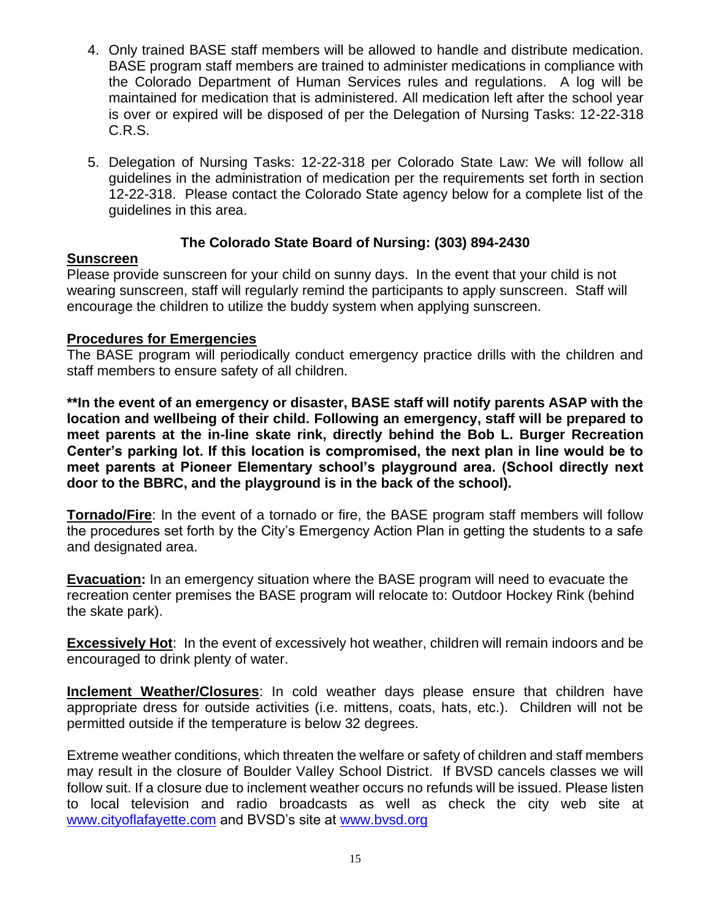4. Only trained BASE staff members will be allowed to handle and distribute medication. BASE program staff members are trained to administer medications in compliance with the Colorado Department of Human Services rules and regulations. A log will be maintained for medication that is administered. All medication left after the school year is over or expired will be disposed of per the Delegation of Nursing Tasks: 12-22-318 C.R.S.

5. Delegation of Nursing Tasks: 12-22-318 per Colorado State Law: We will follow all guidelines in the administration of medication per the requirements set forth in section 12-22-318. Please contact the Colorado State agency below for a complete list of the guidelines in this area.

**The Colorado State Board of Nursing: (303) 894-2430**

**Sunscreen**

Please provide sunscreen for your child on sunny days. In the event that your child is not wearing sunscreen, staff will regularly remind the participants to apply sunscreen. Staff will encourage the children to utilize the buddy system when applying sunscreen.

**Procedures for Emergencies**

The BASE program will periodically conduct emergency practice drills with the children and staff members to ensure safety of all children.

****In the event of an emergency or disaster, BASE staff will notify parents ASAP with the location and wellbeing of their child. Following an emergency, staff will be prepared to meet parents at the in-line skate rink, directly behind the Bob L. Burger Recreation Center's parking lot. If this location is compromised, the next plan in line would be to meet parents at Pioneer Elementary school's playground area. (School directly next door to the BBRC, and the playground is in the back of the school).**

**Tornado/Fire**: In the event of a tornado or fire, the BASE program staff members will follow the procedures set forth by the City's Emergency Action Plan in getting the students to a safe and designated area.

**Evacuation:** In an emergency situation where the BASE program will need to evacuate the recreation center premises the BASE program will relocate to: Outdoor Hockey Rink (behind the skate park).

**Excessively Hot**: In the event of excessively hot weather, children will remain indoors and be encouraged to drink plenty of water.

**Inclement Weather/Closures**: In cold weather days please ensure that children have appropriate dress for outside activities (i.e. mittens, coats, hats, etc.). Children will not be permitted outside if the temperature is below 32 degrees.

Extreme weather conditions, which threaten the welfare or safety of children and staff members may result in the closure of Boulder Valley School District. If BVSD cancels classes we will follow suit. If a closure due to inclement weather occurs no refunds will be issued. Please listen to local television and radio broadcasts as well as check the city web site at [www.cityoflafayette.com](http://www.cityoflafayette.com) and BVSD's site at [www.bvsd.org](http://www.bvsd.org)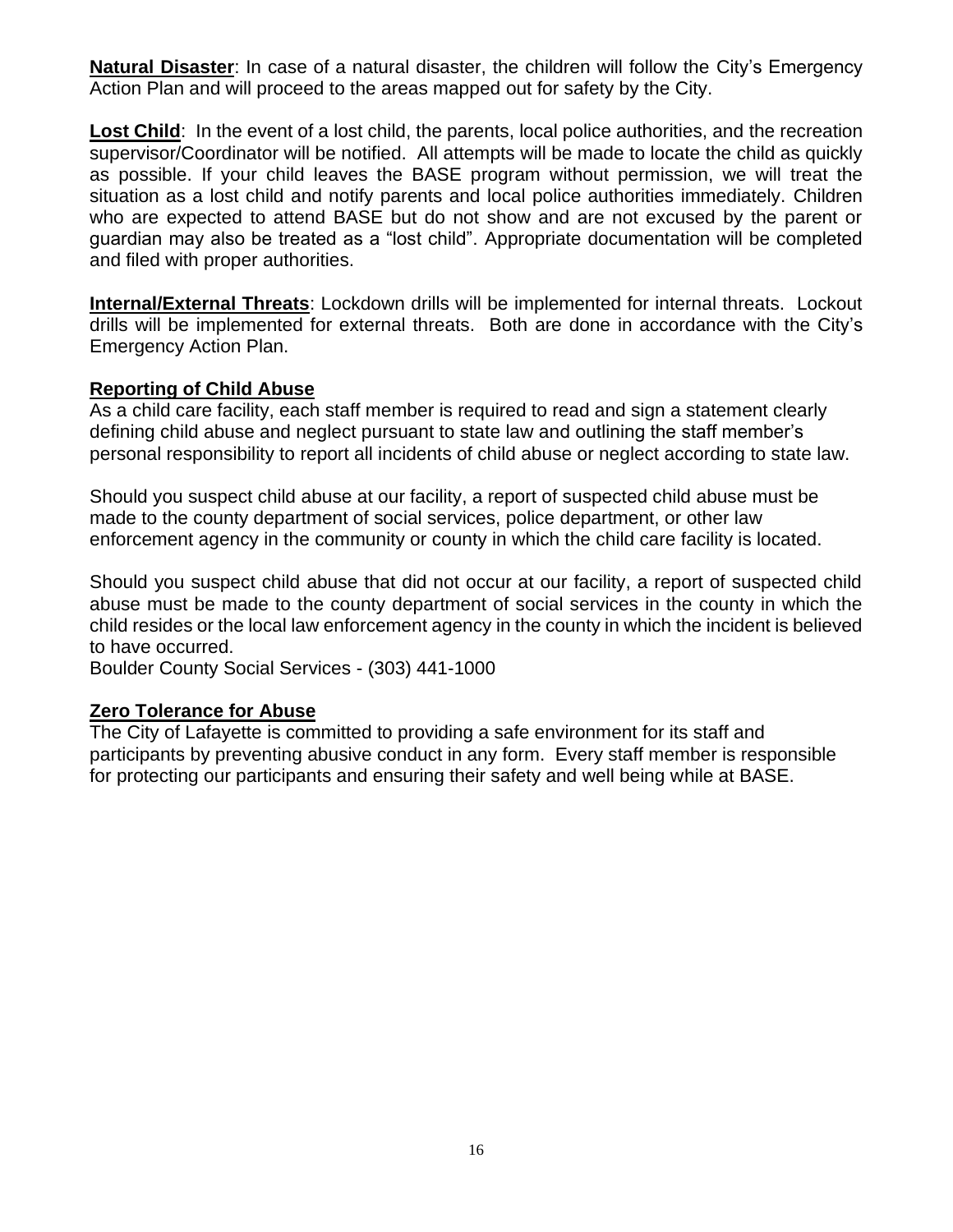**Natural Disaster**: In case of a natural disaster, the children will follow the City's Emergency Action Plan and will proceed to the areas mapped out for safety by the City.

**Lost Child**: In the event of a lost child, the parents, local police authorities, and the recreation supervisor/Coordinator will be notified. All attempts will be made to locate the child as quickly as possible. If your child leaves the BASE program without permission, we will treat the situation as a lost child and notify parents and local police authorities immediately. Children who are expected to attend BASE but do not show and are not excused by the parent or guardian may also be treated as a "lost child". Appropriate documentation will be completed and filed with proper authorities.

**Internal/External Threats**: Lockdown drills will be implemented for internal threats. Lockout drills will be implemented for external threats. Both are done in accordance with the City's Emergency Action Plan.

**Reporting of Child Abuse**

As a child care facility, each staff member is required to read and sign a statement clearly defining child abuse and neglect pursuant to state law and outlining the staff member's personal responsibility to report all incidents of child abuse or neglect according to state law.

Should you suspect child abuse at our facility, a report of suspected child abuse must be made to the county department of social services, police department, or other law enforcement agency in the community or county in which the child care facility is located.

Should you suspect child abuse that did not occur at our facility, a report of suspected child abuse must be made to the county department of social services in the county in which the child resides or the local law enforcement agency in the county in which the incident is believed to have occurred.

Boulder County Social Services - (303) 441-1000

**Zero Tolerance for Abuse**

The City of Lafayette is committed to providing a safe environment for its staff and participants by preventing abusive conduct in any form. Every staff member is responsible for protecting our participants and ensuring their safety and well being while at BASE.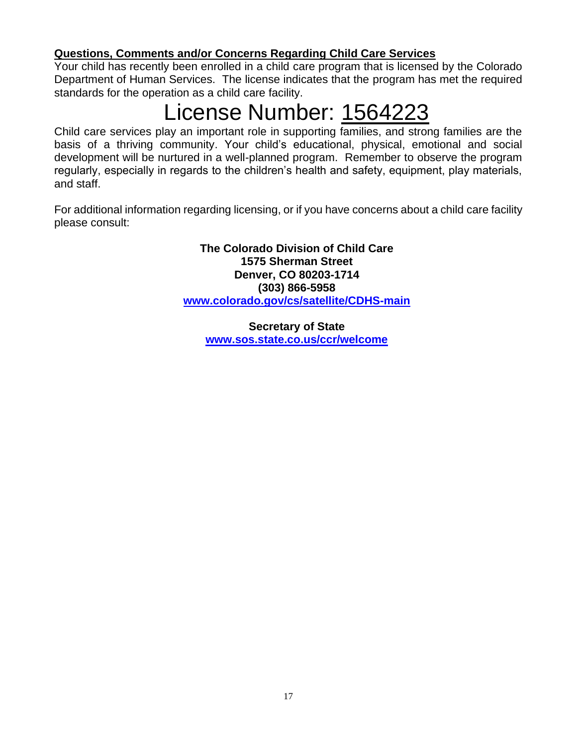## Questions, Comments and/or Concerns Regarding Child Care Services

Your child has recently been enrolled in a child care program that is licensed by the Colorado Department of Human Services. The license indicates that the program has met the required standards for the operation as a child care facility.

# License Number: 1564223

Child care services play an important role in supporting families, and strong families are the basis of a thriving community. Your child's educational, physical, emotional and social development will be nurtured in a well-planned program. Remember to observe the program regularly, especially in regards to the children's health and safety, equipment, play materials, and staff.

For additional information regarding licensing, or if you have concerns about a child care facility please consult:

**The Colorado Division of Child Care**
**1575 Sherman Street**
**Denver, CO 80203-1714**
**(303) 866-5958**
**www.colorado.gov/cs/satellite/CDHS-main**

**Secretary of State**
**www.sos.state.co.us/ccr/welcome**